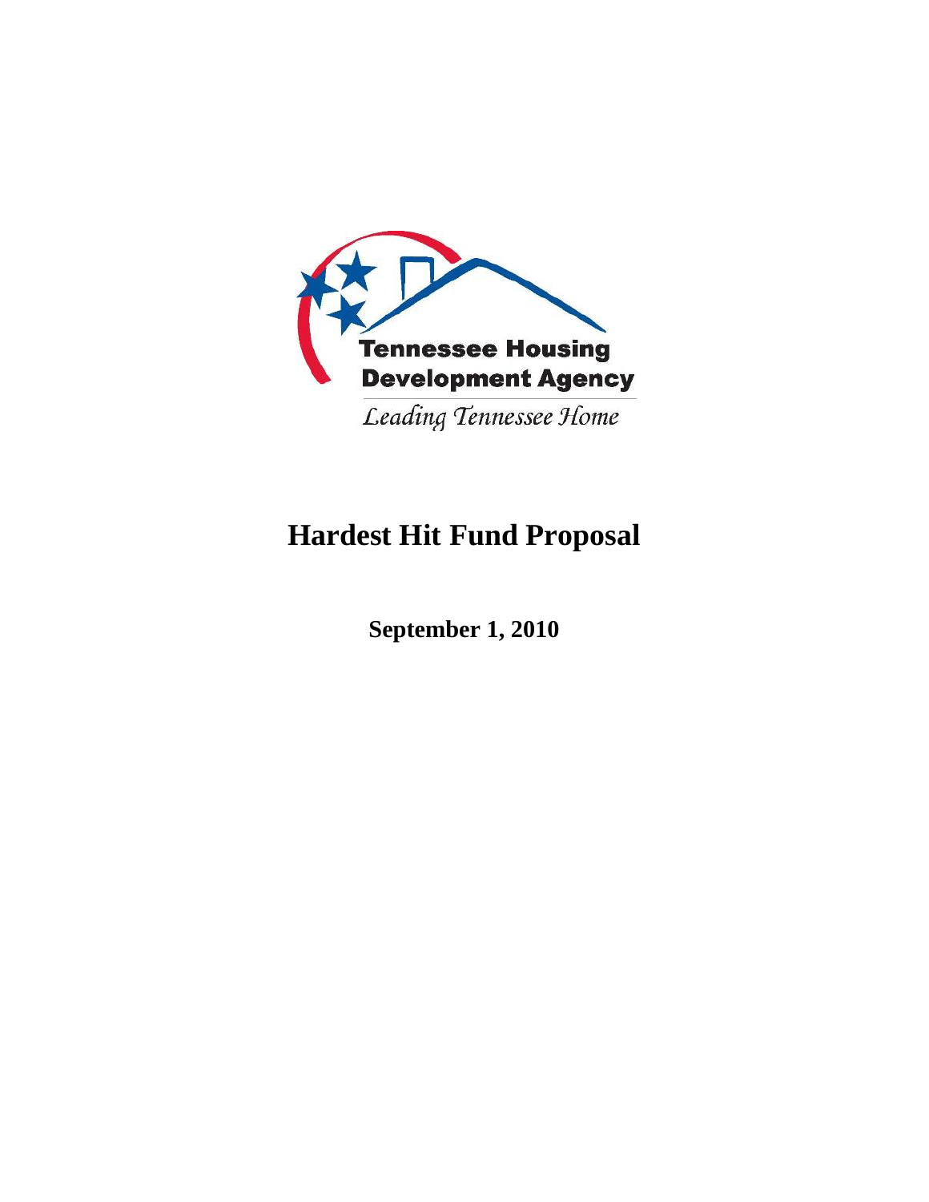Tennessee Housing Development Agency

*Leading Tennessee Home*

# Hardest Hit Fund Proposal

**September 1, 2010**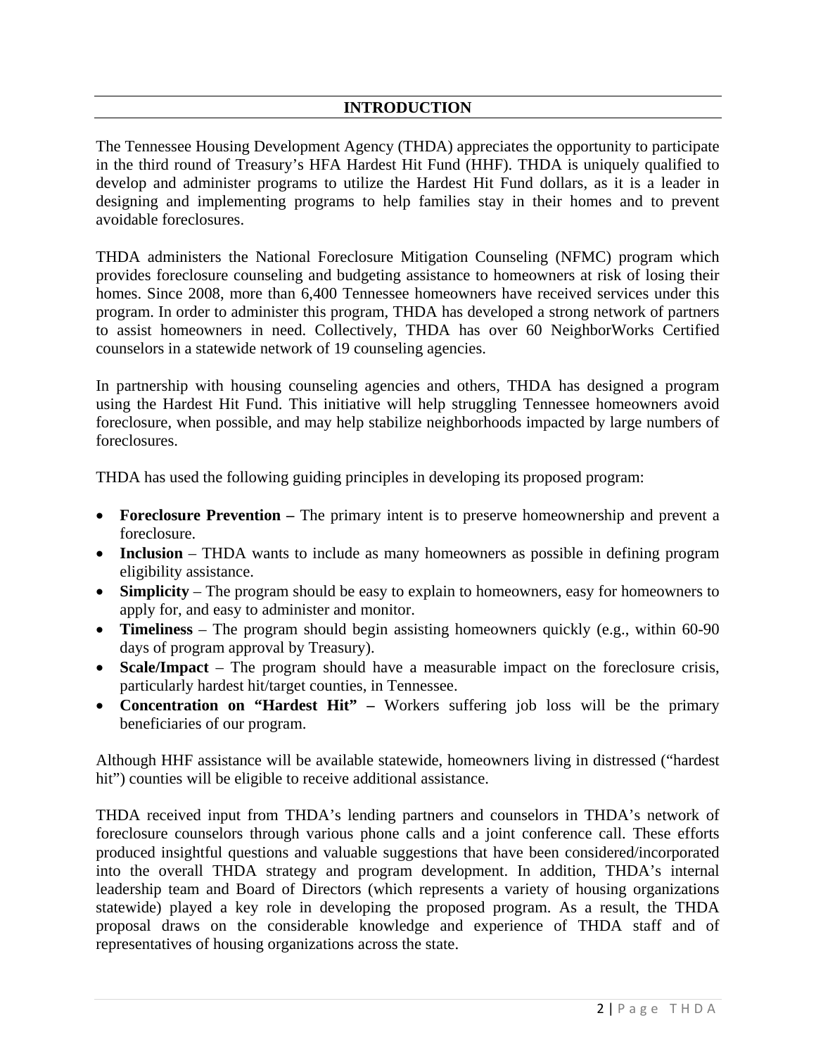## INTRODUCTION

The Tennessee Housing Development Agency (THDA) appreciates the opportunity to participate in the third round of Treasury's HFA Hardest Hit Fund (HHF). THDA is uniquely qualified to develop and administer programs to utilize the Hardest Hit Fund dollars, as it is a leader in designing and implementing programs to help families stay in their homes and to prevent avoidable foreclosures.

THDA administers the National Foreclosure Mitigation Counseling (NFMC) program which provides foreclosure counseling and budgeting assistance to homeowners at risk of losing their homes. Since 2008, more than 6,400 Tennessee homeowners have received services under this program. In order to administer this program, THDA has developed a strong network of partners to assist homeowners in need. Collectively, THDA has over 60 NeighborWorks Certified counselors in a statewide network of 19 counseling agencies.

In partnership with housing counseling agencies and others, THDA has designed a program using the Hardest Hit Fund. This initiative will help struggling Tennessee homeowners avoid foreclosure, when possible, and may help stabilize neighborhoods impacted by large numbers of foreclosures.

THDA has used the following guiding principles in developing its proposed program:

- **Foreclosure Prevention –** The primary intent is to preserve homeownership and prevent a foreclosure.
- **Inclusion** – THDA wants to include as many homeowners as possible in defining program eligibility assistance.
- **Simplicity** – The program should be easy to explain to homeowners, easy for homeowners to apply for, and easy to administer and monitor.
- **Timeliness** – The program should begin assisting homeowners quickly (e.g., within 60-90 days of program approval by Treasury).
- **Scale/Impact** – The program should have a measurable impact on the foreclosure crisis, particularly hardest hit/target counties, in Tennessee.
- **Concentration on "Hardest Hit" –** Workers suffering job loss will be the primary beneficiaries of our program.

Although HHF assistance will be available statewide, homeowners living in distressed ("hardest hit") counties will be eligible to receive additional assistance.

THDA received input from THDA's lending partners and counselors in THDA's network of foreclosure counselors through various phone calls and a joint conference call. These efforts produced insightful questions and valuable suggestions that have been considered/incorporated into the overall THDA strategy and program development. In addition, THDA's internal leadership team and Board of Directors (which represents a variety of housing organizations statewide) played a key role in developing the proposed program. As a result, the THDA proposal draws on the considerable knowledge and experience of THDA staff and of representatives of housing organizations across the state.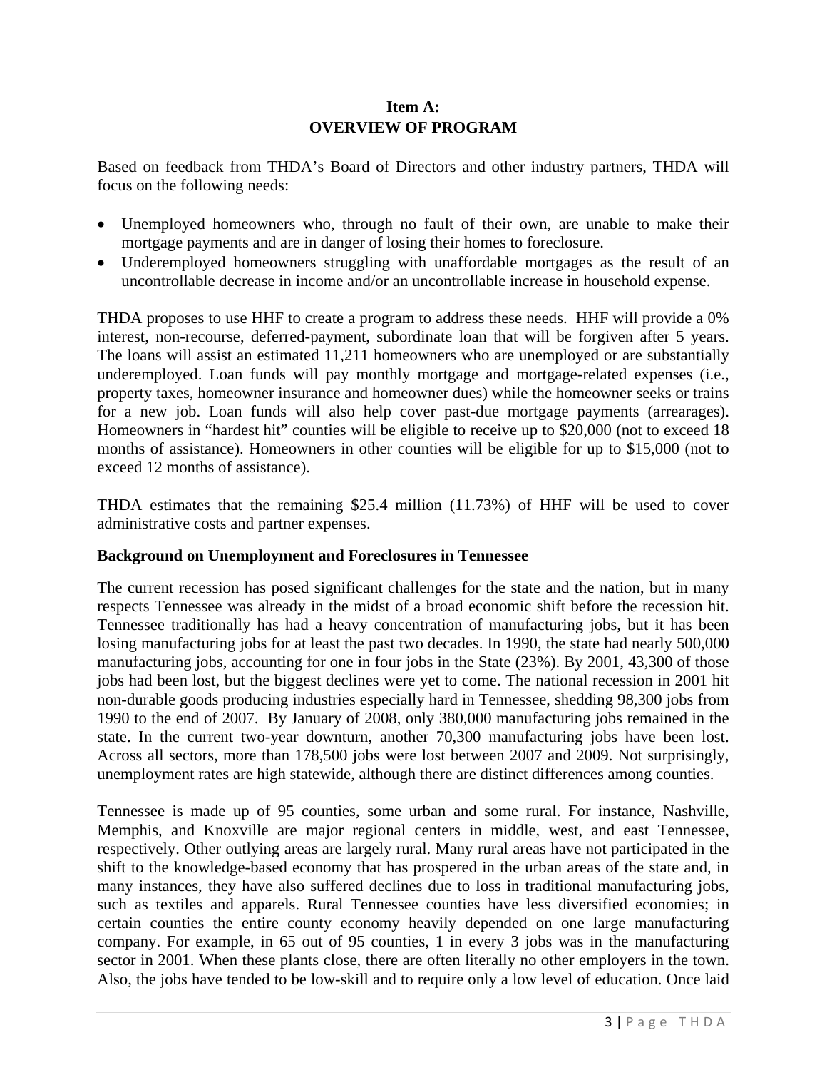## Item A:
## OVERVIEW OF PROGRAM

Based on feedback from THDA's Board of Directors and other industry partners, THDA will focus on the following needs:

- Unemployed homeowners who, through no fault of their own, are unable to make their mortgage payments and are in danger of losing their homes to foreclosure.
- Underemployed homeowners struggling with unaffordable mortgages as the result of an uncontrollable decrease in income and/or an uncontrollable increase in household expense.

THDA proposes to use HHF to create a program to address these needs. HHF will provide a 0% interest, non-recourse, deferred-payment, subordinate loan that will be forgiven after 5 years. The loans will assist an estimated 11,211 homeowners who are unemployed or are substantially underemployed. Loan funds will pay monthly mortgage and mortgage-related expenses (i.e., property taxes, homeowner insurance and homeowner dues) while the homeowner seeks or trains for a new job. Loan funds will also help cover past-due mortgage payments (arrearages). Homeowners in "hardest hit" counties will be eligible to receive up to $20,000 (not to exceed 18 months of assistance). Homeowners in other counties will be eligible for up to $15,000 (not to exceed 12 months of assistance).

THDA estimates that the remaining $25.4 million (11.73%) of HHF will be used to cover administrative costs and partner expenses.

**Background on Unemployment and Foreclosures in Tennessee**

The current recession has posed significant challenges for the state and the nation, but in many respects Tennessee was already in the midst of a broad economic shift before the recession hit. Tennessee traditionally has had a heavy concentration of manufacturing jobs, but it has been losing manufacturing jobs for at least the past two decades. In 1990, the state had nearly 500,000 manufacturing jobs, accounting for one in four jobs in the State (23%). By 2001, 43,300 of those jobs had been lost, but the biggest declines were yet to come. The national recession in 2001 hit non-durable goods producing industries especially hard in Tennessee, shedding 98,300 jobs from 1990 to the end of 2007. By January of 2008, only 380,000 manufacturing jobs remained in the state. In the current two-year downturn, another 70,300 manufacturing jobs have been lost. Across all sectors, more than 178,500 jobs were lost between 2007 and 2009. Not surprisingly, unemployment rates are high statewide, although there are distinct differences among counties.

Tennessee is made up of 95 counties, some urban and some rural. For instance, Nashville, Memphis, and Knoxville are major regional centers in middle, west, and east Tennessee, respectively. Other outlying areas are largely rural. Many rural areas have not participated in the shift to the knowledge-based economy that has prospered in the urban areas of the state and, in many instances, they have also suffered declines due to loss in traditional manufacturing jobs, such as textiles and apparels. Rural Tennessee counties have less diversified economies; in certain counties the entire county economy heavily depended on one large manufacturing company. For example, in 65 out of 95 counties, 1 in every 3 jobs was in the manufacturing sector in 2001. When these plants close, there are often literally no other employers in the town. Also, the jobs have tended to be low-skill and to require only a low level of education. Once laid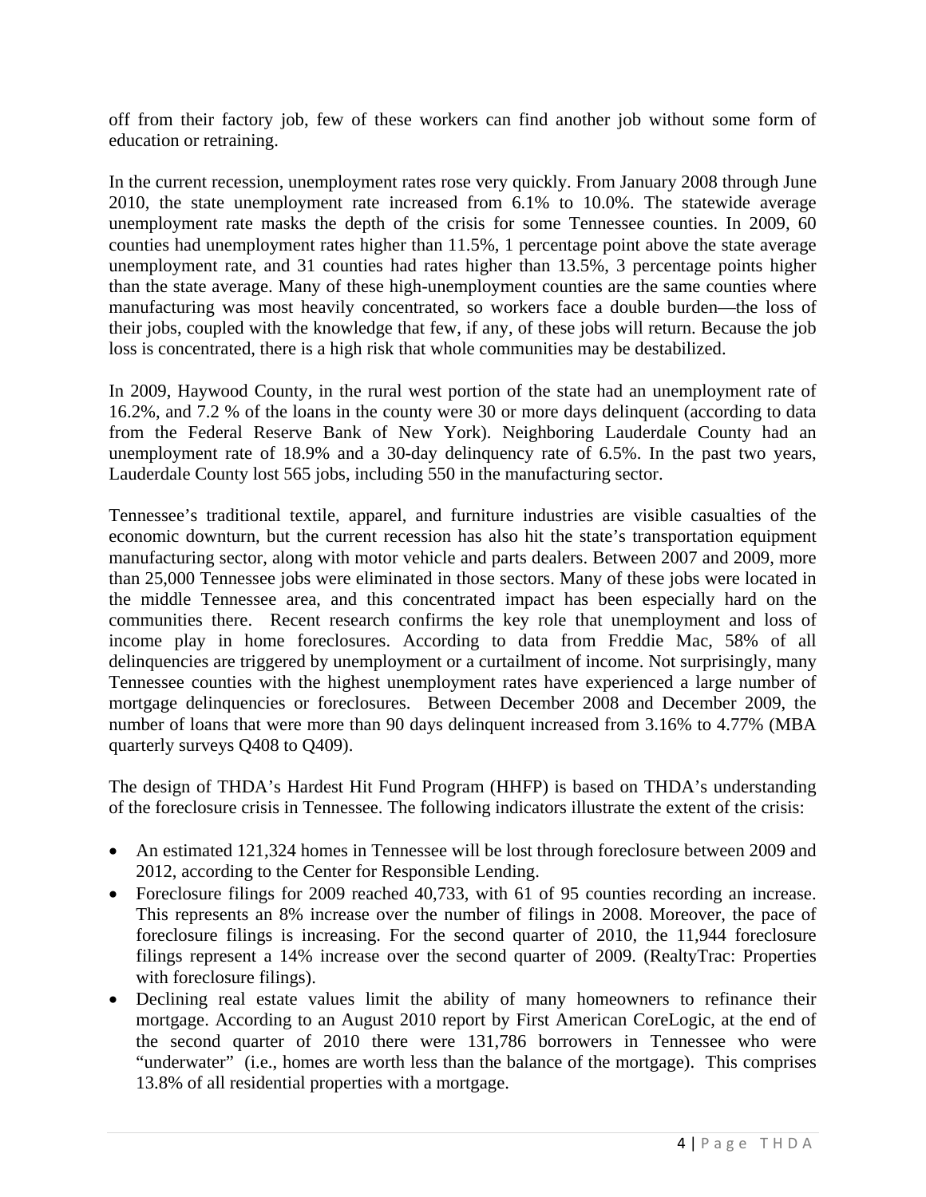off from their factory job, few of these workers can find another job without some form of education or retraining.

In the current recession, unemployment rates rose very quickly. From January 2008 through June 2010, the state unemployment rate increased from 6.1% to 10.0%. The statewide average unemployment rate masks the depth of the crisis for some Tennessee counties. In 2009, 60 counties had unemployment rates higher than 11.5%, 1 percentage point above the state average unemployment rate, and 31 counties had rates higher than 13.5%, 3 percentage points higher than the state average. Many of these high-unemployment counties are the same counties where manufacturing was most heavily concentrated, so workers face a double burden—the loss of their jobs, coupled with the knowledge that few, if any, of these jobs will return. Because the job loss is concentrated, there is a high risk that whole communities may be destabilized.

In 2009, Haywood County, in the rural west portion of the state had an unemployment rate of 16.2%, and 7.2 % of the loans in the county were 30 or more days delinquent (according to data from the Federal Reserve Bank of New York). Neighboring Lauderdale County had an unemployment rate of 18.9% and a 30-day delinquency rate of 6.5%. In the past two years, Lauderdale County lost 565 jobs, including 550 in the manufacturing sector.

Tennessee's traditional textile, apparel, and furniture industries are visible casualties of the economic downturn, but the current recession has also hit the state's transportation equipment manufacturing sector, along with motor vehicle and parts dealers. Between 2007 and 2009, more than 25,000 Tennessee jobs were eliminated in those sectors. Many of these jobs were located in the middle Tennessee area, and this concentrated impact has been especially hard on the communities there. Recent research confirms the key role that unemployment and loss of income play in home foreclosures. According to data from Freddie Mac, 58% of all delinquencies are triggered by unemployment or a curtailment of income. Not surprisingly, many Tennessee counties with the highest unemployment rates have experienced a large number of mortgage delinquencies or foreclosures. Between December 2008 and December 2009, the number of loans that were more than 90 days delinquent increased from 3.16% to 4.77% (MBA quarterly surveys Q408 to Q409).

The design of THDA's Hardest Hit Fund Program (HHFP) is based on THDA's understanding of the foreclosure crisis in Tennessee. The following indicators illustrate the extent of the crisis:

- An estimated 121,324 homes in Tennessee will be lost through foreclosure between 2009 and 2012, according to the Center for Responsible Lending.
- Foreclosure filings for 2009 reached 40,733, with 61 of 95 counties recording an increase. This represents an 8% increase over the number of filings in 2008. Moreover, the pace of foreclosure filings is increasing. For the second quarter of 2010, the 11,944 foreclosure filings represent a 14% increase over the second quarter of 2009. (RealtyTrac: Properties with foreclosure filings).
- Declining real estate values limit the ability of many homeowners to refinance their mortgage. According to an August 2010 report by First American CoreLogic, at the end of the second quarter of 2010 there were 131,786 borrowers in Tennessee who were "underwater" (i.e., homes are worth less than the balance of the mortgage). This comprises 13.8% of all residential properties with a mortgage.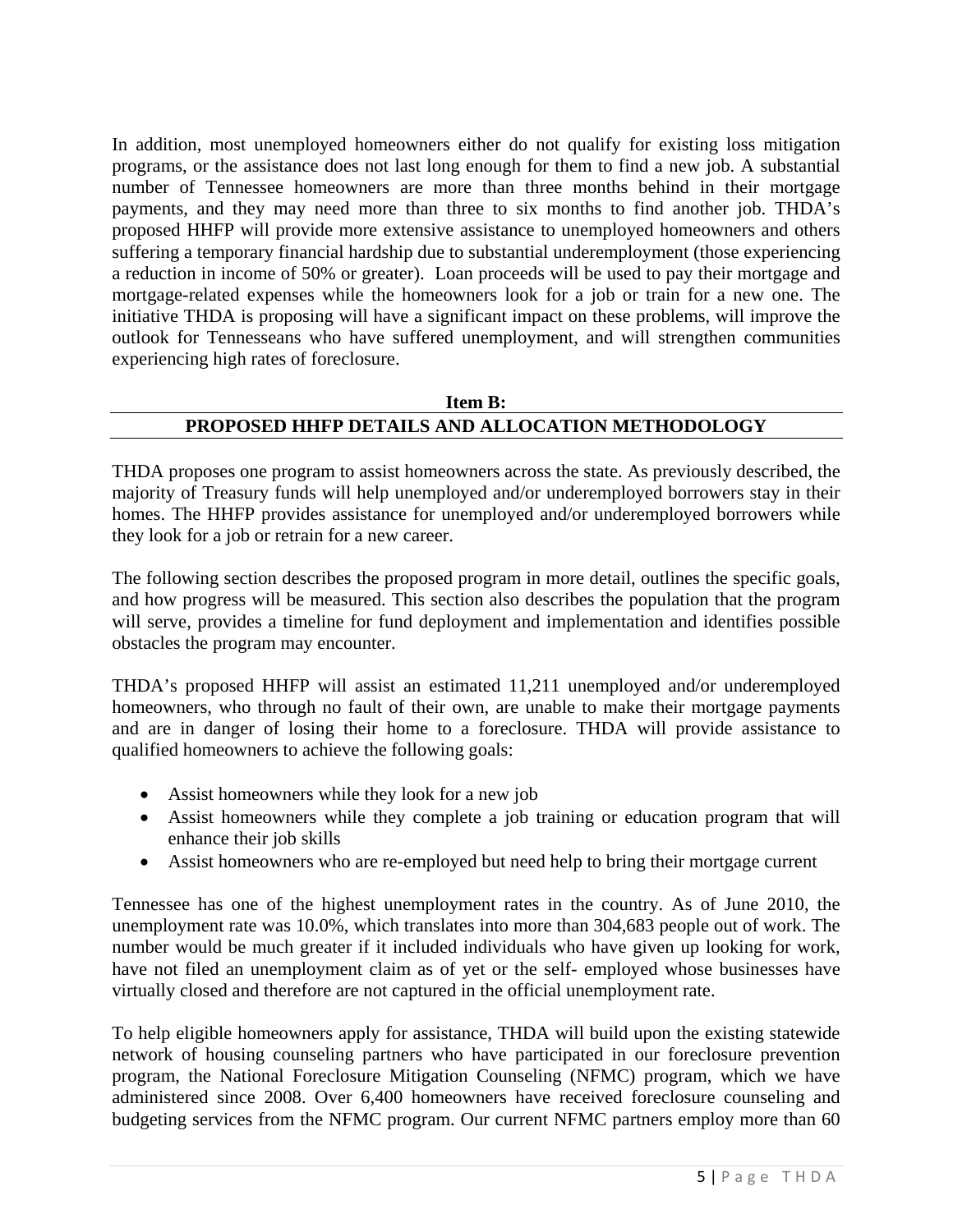In addition, most unemployed homeowners either do not qualify for existing loss mitigation programs, or the assistance does not last long enough for them to find a new job. A substantial number of Tennessee homeowners are more than three months behind in their mortgage payments, and they may need more than three to six months to find another job. THDA's proposed HHFP will provide more extensive assistance to unemployed homeowners and others suffering a temporary financial hardship due to substantial underemployment (those experiencing a reduction in income of 50% or greater). Loan proceeds will be used to pay their mortgage and mortgage-related expenses while the homeowners look for a job or train for a new one. The initiative THDA is proposing will have a significant impact on these problems, will improve the outlook for Tennesseans who have suffered unemployment, and will strengthen communities experiencing high rates of foreclosure.

## Item B:
## PROPOSED HHFP DETAILS AND ALLOCATION METHODOLOGY

THDA proposes one program to assist homeowners across the state. As previously described, the majority of Treasury funds will help unemployed and/or underemployed borrowers stay in their homes. The HHFP provides assistance for unemployed and/or underemployed borrowers while they look for a job or retrain for a new career.

The following section describes the proposed program in more detail, outlines the specific goals, and how progress will be measured. This section also describes the population that the program will serve, provides a timeline for fund deployment and implementation and identifies possible obstacles the program may encounter.

THDA's proposed HHFP will assist an estimated 11,211 unemployed and/or underemployed homeowners, who through no fault of their own, are unable to make their mortgage payments and are in danger of losing their home to a foreclosure. THDA will provide assistance to qualified homeowners to achieve the following goals:

- Assist homeowners while they look for a new job
- Assist homeowners while they complete a job training or education program that will enhance their job skills
- Assist homeowners who are re-employed but need help to bring their mortgage current

Tennessee has one of the highest unemployment rates in the country. As of June 2010, the unemployment rate was 10.0%, which translates into more than 304,683 people out of work. The number would be much greater if it included individuals who have given up looking for work, have not filed an unemployment claim as of yet or the self- employed whose businesses have virtually closed and therefore are not captured in the official unemployment rate.

To help eligible homeowners apply for assistance, THDA will build upon the existing statewide network of housing counseling partners who have participated in our foreclosure prevention program, the National Foreclosure Mitigation Counseling (NFMC) program, which we have administered since 2008. Over 6,400 homeowners have received foreclosure counseling and budgeting services from the NFMC program. Our current NFMC partners employ more than 60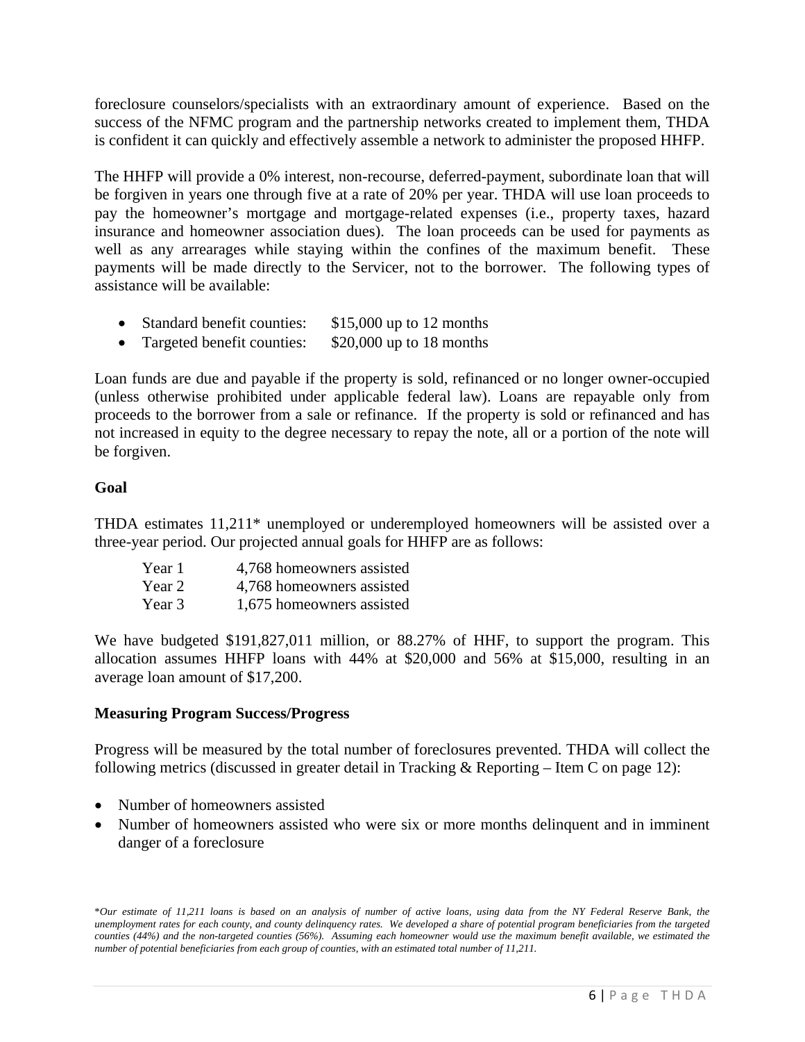foreclosure counselors/specialists with an extraordinary amount of experience. Based on the success of the NFMC program and the partnership networks created to implement them, THDA is confident it can quickly and effectively assemble a network to administer the proposed HHFP.

The HHFP will provide a 0% interest, non-recourse, deferred-payment, subordinate loan that will be forgiven in years one through five at a rate of 20% per year. THDA will use loan proceeds to pay the homeowner's mortgage and mortgage-related expenses (i.e., property taxes, hazard insurance and homeowner association dues). The loan proceeds can be used for payments as well as any arrearages while staying within the confines of the maximum benefit. These payments will be made directly to the Servicer, not to the borrower. The following types of assistance will be available:

- Standard benefit counties: $15,000 up to 12 months
- Targeted benefit counties: $20,000 up to 18 months

Loan funds are due and payable if the property is sold, refinanced or no longer owner-occupied (unless otherwise prohibited under applicable federal law). Loans are repayable only from proceeds to the borrower from a sale or refinance. If the property is sold or refinanced and has not increased in equity to the degree necessary to repay the note, all or a portion of the note will be forgiven.

**Goal**

THDA estimates 11,211* unemployed or underemployed homeowners will be assisted over a three-year period. Our projected annual goals for HHFP are as follows:

| | |
|---|---|
| Year 1 | 4,768 homeowners assisted |
| Year 2 | 4,768 homeowners assisted |
| Year 3 | 1,675 homeowners assisted |

We have budgeted $191,827,011 million, or 88.27% of HHF, to support the program. This allocation assumes HHFP loans with 44% at $20,000 and 56% at $15,000, resulting in an average loan amount of $17,200.

**Measuring Program Success/Progress**

Progress will be measured by the total number of foreclosures prevented. THDA will collect the following metrics (discussed in greater detail in Tracking & Reporting – Item C on page 12):

- Number of homeowners assisted
- Number of homeowners assisted who were six or more months delinquent and in imminent danger of a foreclosure

**Our estimate of 11,211 loans is based on an analysis of number of active loans, using data from the NY Federal Reserve Bank, the unemployment rates for each county, and county delinquency rates. We developed a share of potential program beneficiaries from the targeted counties (44%) and the non-targeted counties (56%). Assuming each homeowner would use the maximum benefit available, we estimated the number of potential beneficiaries from each group of counties, with an estimated total number of 11,211.*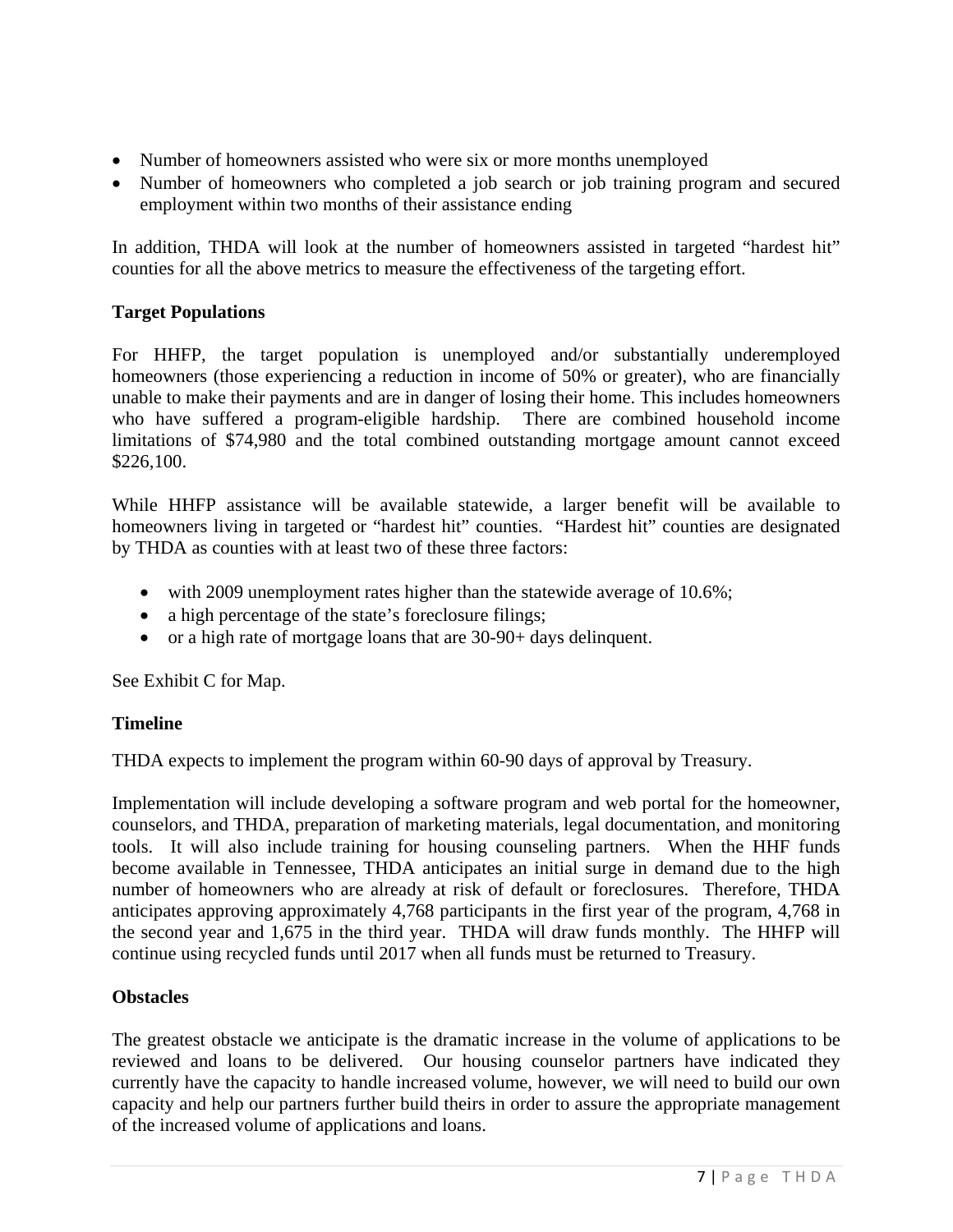- Number of homeowners assisted who were six or more months unemployed
- Number of homeowners who completed a job search or job training program and secured employment within two months of their assistance ending

In addition, THDA will look at the number of homeowners assisted in targeted "hardest hit" counties for all the above metrics to measure the effectiveness of the targeting effort.

**Target Populations**

For HHFP, the target population is unemployed and/or substantially underemployed homeowners (those experiencing a reduction in income of 50% or greater), who are financially unable to make their payments and are in danger of losing their home. This includes homeowners who have suffered a program-eligible hardship. There are combined household income limitations of $74,980 and the total combined outstanding mortgage amount cannot exceed $226,100.

While HHFP assistance will be available statewide, a larger benefit will be available to homeowners living in targeted or "hardest hit" counties. "Hardest hit" counties are designated by THDA as counties with at least two of these three factors:

- with 2009 unemployment rates higher than the statewide average of 10.6%;
- a high percentage of the state's foreclosure filings;
- or a high rate of mortgage loans that are 30-90+ days delinquent.

See Exhibit C for Map.

**Timeline**

THDA expects to implement the program within 60-90 days of approval by Treasury.

Implementation will include developing a software program and web portal for the homeowner, counselors, and THDA, preparation of marketing materials, legal documentation, and monitoring tools. It will also include training for housing counseling partners. When the HHF funds become available in Tennessee, THDA anticipates an initial surge in demand due to the high number of homeowners who are already at risk of default or foreclosures. Therefore, THDA anticipates approving approximately 4,768 participants in the first year of the program, 4,768 in the second year and 1,675 in the third year. THDA will draw funds monthly. The HHFP will continue using recycled funds until 2017 when all funds must be returned to Treasury.

**Obstacles**

The greatest obstacle we anticipate is the dramatic increase in the volume of applications to be reviewed and loans to be delivered. Our housing counselor partners have indicated they currently have the capacity to handle increased volume, however, we will need to build our own capacity and help our partners further build theirs in order to assure the appropriate management of the increased volume of applications and loans.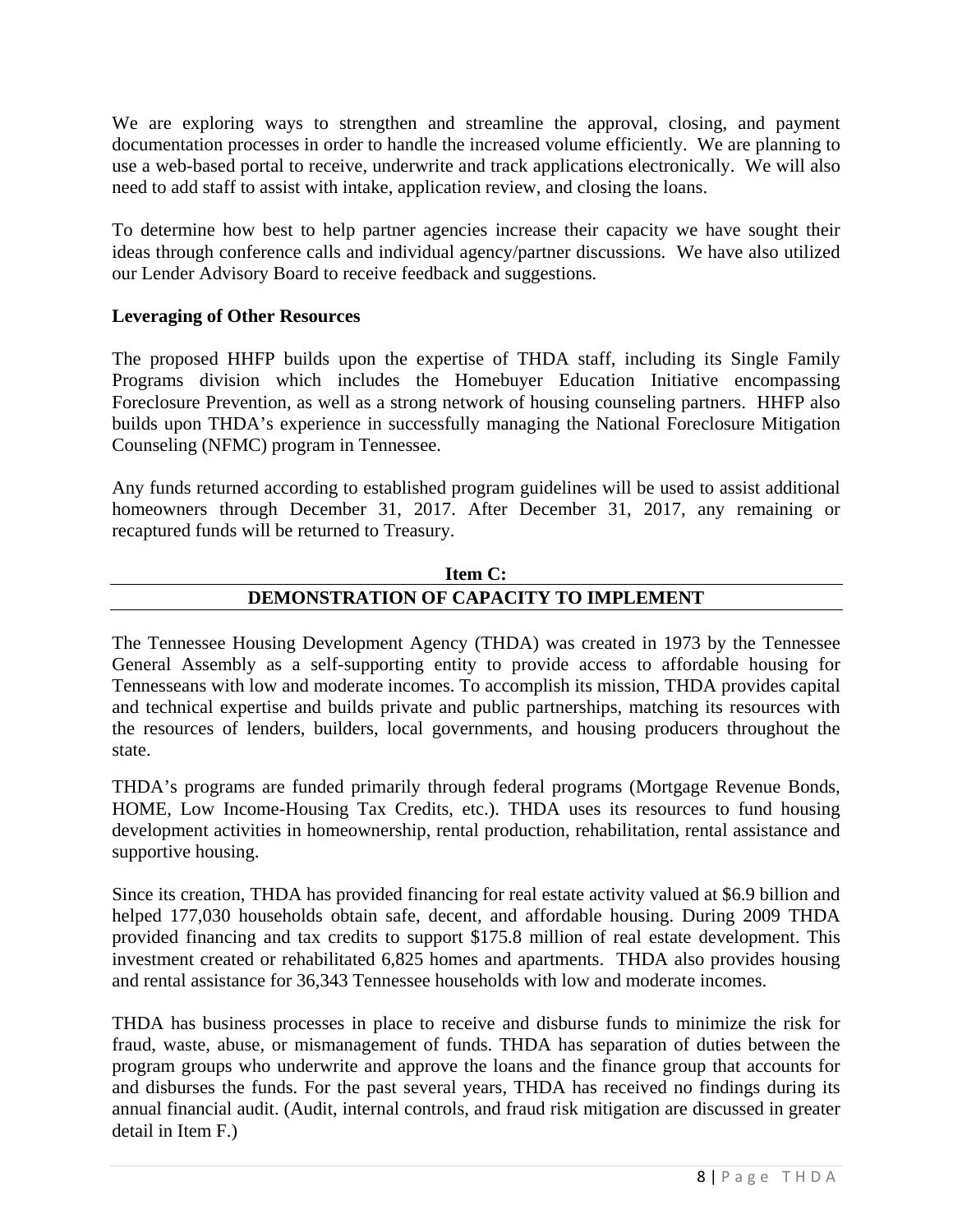We are exploring ways to strengthen and streamline the approval, closing, and payment documentation processes in order to handle the increased volume efficiently. We are planning to use a web-based portal to receive, underwrite and track applications electronically. We will also need to add staff to assist with intake, application review, and closing the loans.

To determine how best to help partner agencies increase their capacity we have sought their ideas through conference calls and individual agency/partner discussions. We have also utilized our Lender Advisory Board to receive feedback and suggestions.

**Leveraging of Other Resources**

The proposed HHFP builds upon the expertise of THDA staff, including its Single Family Programs division which includes the Homebuyer Education Initiative encompassing Foreclosure Prevention, as well as a strong network of housing counseling partners. HHFP also builds upon THDA's experience in successfully managing the National Foreclosure Mitigation Counseling (NFMC) program in Tennessee.

Any funds returned according to established program guidelines will be used to assist additional homeowners through December 31, 2017. After December 31, 2017, any remaining or recaptured funds will be returned to Treasury.

## Item C: DEMONSTRATION OF CAPACITY TO IMPLEMENT

The Tennessee Housing Development Agency (THDA) was created in 1973 by the Tennessee General Assembly as a self-supporting entity to provide access to affordable housing for Tennesseans with low and moderate incomes. To accomplish its mission, THDA provides capital and technical expertise and builds private and public partnerships, matching its resources with the resources of lenders, builders, local governments, and housing producers throughout the state.

THDA's programs are funded primarily through federal programs (Mortgage Revenue Bonds, HOME, Low Income-Housing Tax Credits, etc.). THDA uses its resources to fund housing development activities in homeownership, rental production, rehabilitation, rental assistance and supportive housing.

Since its creation, THDA has provided financing for real estate activity valued at $6.9 billion and helped 177,030 households obtain safe, decent, and affordable housing. During 2009 THDA provided financing and tax credits to support $175.8 million of real estate development. This investment created or rehabilitated 6,825 homes and apartments. THDA also provides housing and rental assistance for 36,343 Tennessee households with low and moderate incomes.

THDA has business processes in place to receive and disburse funds to minimize the risk for fraud, waste, abuse, or mismanagement of funds. THDA has separation of duties between the program groups who underwrite and approve the loans and the finance group that accounts for and disburses the funds. For the past several years, THDA has received no findings during its annual financial audit. (Audit, internal controls, and fraud risk mitigation are discussed in greater detail in Item F.)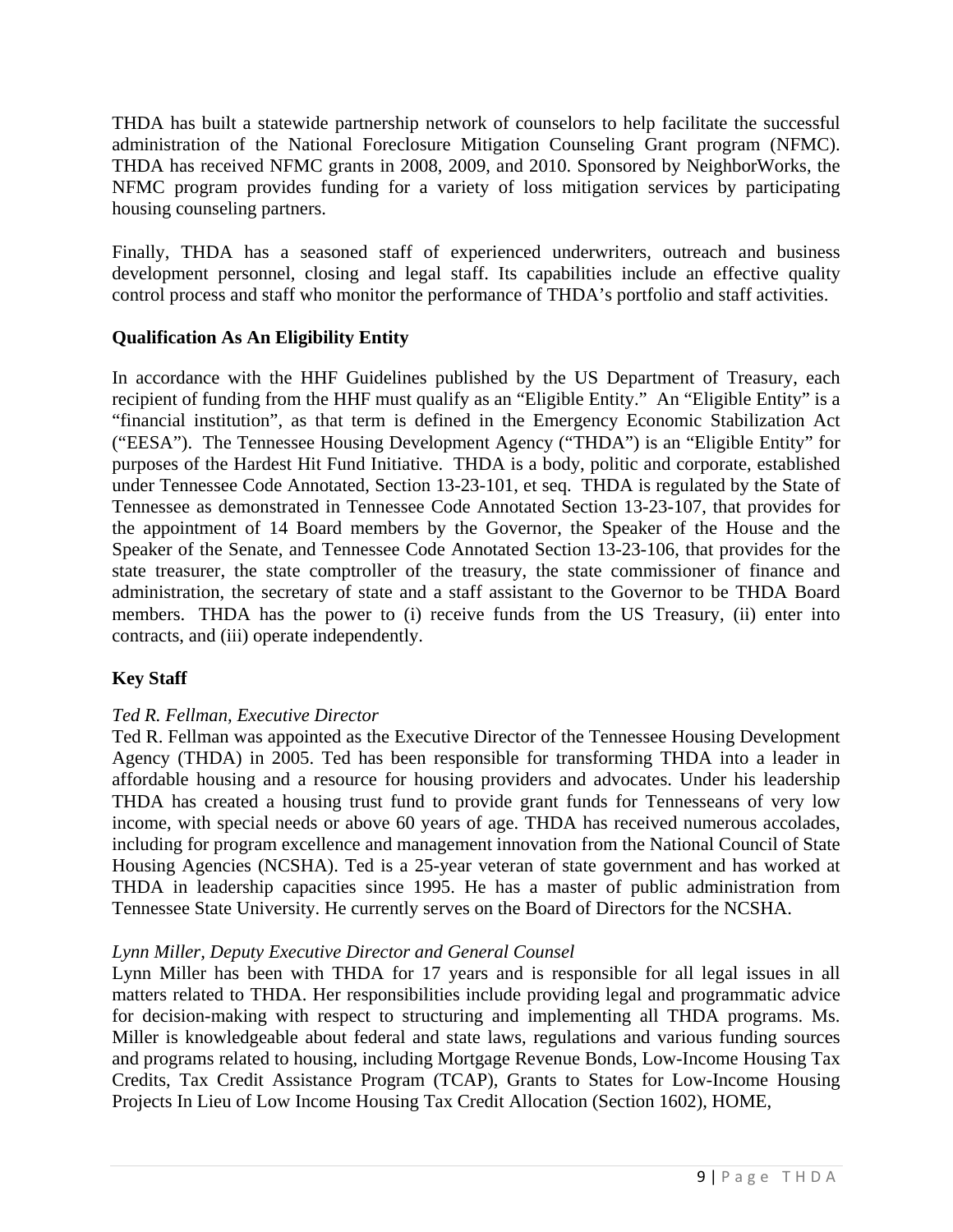THDA has built a statewide partnership network of counselors to help facilitate the successful administration of the National Foreclosure Mitigation Counseling Grant program (NFMC). THDA has received NFMC grants in 2008, 2009, and 2010. Sponsored by NeighborWorks, the NFMC program provides funding for a variety of loss mitigation services by participating housing counseling partners.

Finally, THDA has a seasoned staff of experienced underwriters, outreach and business development personnel, closing and legal staff. Its capabilities include an effective quality control process and staff who monitor the performance of THDA's portfolio and staff activities.

**Qualification As An Eligibility Entity**

In accordance with the HHF Guidelines published by the US Department of Treasury, each recipient of funding from the HHF must qualify as an "Eligible Entity." An "Eligible Entity" is a "financial institution", as that term is defined in the Emergency Economic Stabilization Act ("EESA"). The Tennessee Housing Development Agency ("THDA") is an "Eligible Entity" for purposes of the Hardest Hit Fund Initiative. THDA is a body, politic and corporate, established under Tennessee Code Annotated, Section 13-23-101, et seq. THDA is regulated by the State of Tennessee as demonstrated in Tennessee Code Annotated Section 13-23-107, that provides for the appointment of 14 Board members by the Governor, the Speaker of the House and the Speaker of the Senate, and Tennessee Code Annotated Section 13-23-106, that provides for the state treasurer, the state comptroller of the treasury, the state commissioner of finance and administration, the secretary of state and a staff assistant to the Governor to be THDA Board members. THDA has the power to (i) receive funds from the US Treasury, (ii) enter into contracts, and (iii) operate independently.

**Key Staff**

*Ted R. Fellman, Executive Director*
Ted R. Fellman was appointed as the Executive Director of the Tennessee Housing Development Agency (THDA) in 2005. Ted has been responsible for transforming THDA into a leader in affordable housing and a resource for housing providers and advocates. Under his leadership THDA has created a housing trust fund to provide grant funds for Tennesseans of very low income, with special needs or above 60 years of age. THDA has received numerous accolades, including for program excellence and management innovation from the National Council of State Housing Agencies (NCSHA). Ted is a 25-year veteran of state government and has worked at THDA in leadership capacities since 1995. He has a master of public administration from Tennessee State University. He currently serves on the Board of Directors for the NCSHA.

*Lynn Miller, Deputy Executive Director and General Counsel*
Lynn Miller has been with THDA for 17 years and is responsible for all legal issues in all matters related to THDA. Her responsibilities include providing legal and programmatic advice for decision-making with respect to structuring and implementing all THDA programs. Ms. Miller is knowledgeable about federal and state laws, regulations and various funding sources and programs related to housing, including Mortgage Revenue Bonds, Low-Income Housing Tax Credits, Tax Credit Assistance Program (TCAP), Grants to States for Low-Income Housing Projects In Lieu of Low Income Housing Tax Credit Allocation (Section 1602), HOME,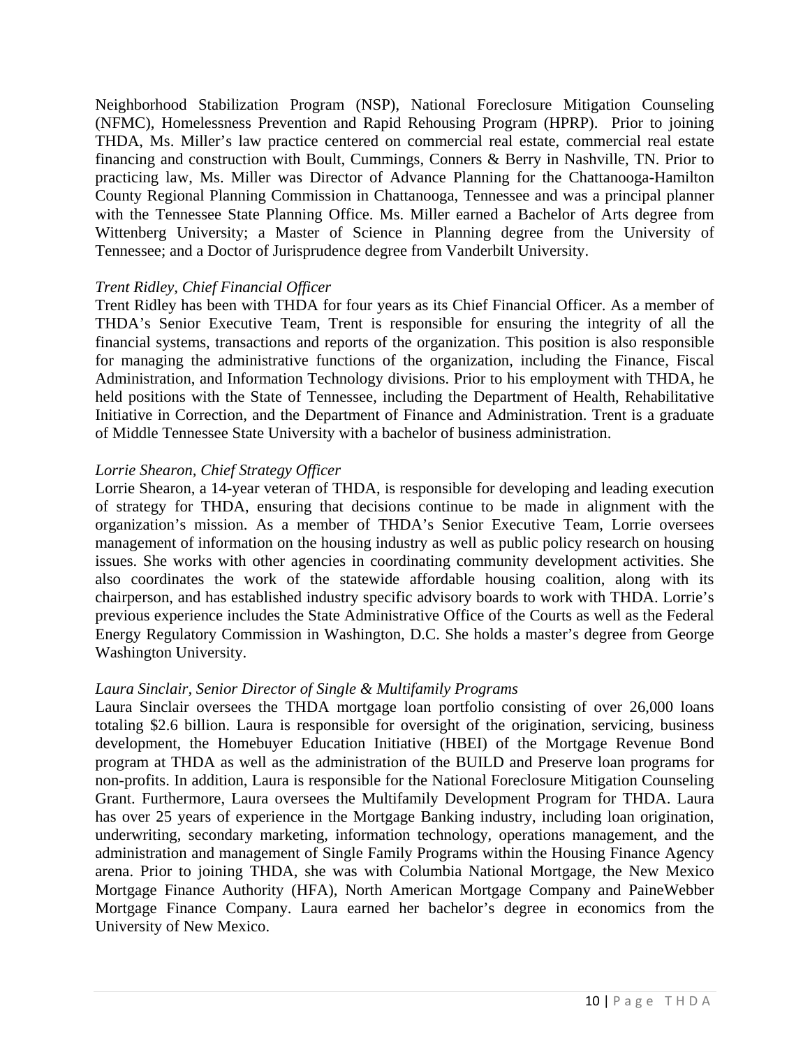Neighborhood Stabilization Program (NSP), National Foreclosure Mitigation Counseling (NFMC), Homelessness Prevention and Rapid Rehousing Program (HPRP). Prior to joining THDA, Ms. Miller's law practice centered on commercial real estate, commercial real estate financing and construction with Boult, Cummings, Conners & Berry in Nashville, TN. Prior to practicing law, Ms. Miller was Director of Advance Planning for the Chattanooga-Hamilton County Regional Planning Commission in Chattanooga, Tennessee and was a principal planner with the Tennessee State Planning Office. Ms. Miller earned a Bachelor of Arts degree from Wittenberg University; a Master of Science in Planning degree from the University of Tennessee; and a Doctor of Jurisprudence degree from Vanderbilt University.

*Trent Ridley, Chief Financial Officer*

Trent Ridley has been with THDA for four years as its Chief Financial Officer. As a member of THDA's Senior Executive Team, Trent is responsible for ensuring the integrity of all the financial systems, transactions and reports of the organization. This position is also responsible for managing the administrative functions of the organization, including the Finance, Fiscal Administration, and Information Technology divisions. Prior to his employment with THDA, he held positions with the State of Tennessee, including the Department of Health, Rehabilitative Initiative in Correction, and the Department of Finance and Administration. Trent is a graduate of Middle Tennessee State University with a bachelor of business administration.

*Lorrie Shearon, Chief Strategy Officer*

Lorrie Shearon, a 14-year veteran of THDA, is responsible for developing and leading execution of strategy for THDA, ensuring that decisions continue to be made in alignment with the organization's mission. As a member of THDA's Senior Executive Team, Lorrie oversees management of information on the housing industry as well as public policy research on housing issues. She works with other agencies in coordinating community development activities. She also coordinates the work of the statewide affordable housing coalition, along with its chairperson, and has established industry specific advisory boards to work with THDA. Lorrie's previous experience includes the State Administrative Office of the Courts as well as the Federal Energy Regulatory Commission in Washington, D.C. She holds a master's degree from George Washington University.

*Laura Sinclair, Senior Director of Single & Multifamily Programs*

Laura Sinclair oversees the THDA mortgage loan portfolio consisting of over 26,000 loans totaling $2.6 billion. Laura is responsible for oversight of the origination, servicing, business development, the Homebuyer Education Initiative (HBEI) of the Mortgage Revenue Bond program at THDA as well as the administration of the BUILD and Preserve loan programs for non-profits. In addition, Laura is responsible for the National Foreclosure Mitigation Counseling Grant. Furthermore, Laura oversees the Multifamily Development Program for THDA. Laura has over 25 years of experience in the Mortgage Banking industry, including loan origination, underwriting, secondary marketing, information technology, operations management, and the administration and management of Single Family Programs within the Housing Finance Agency arena. Prior to joining THDA, she was with Columbia National Mortgage, the New Mexico Mortgage Finance Authority (HFA), North American Mortgage Company and PaineWebber Mortgage Finance Company. Laura earned her bachelor's degree in economics from the University of New Mexico.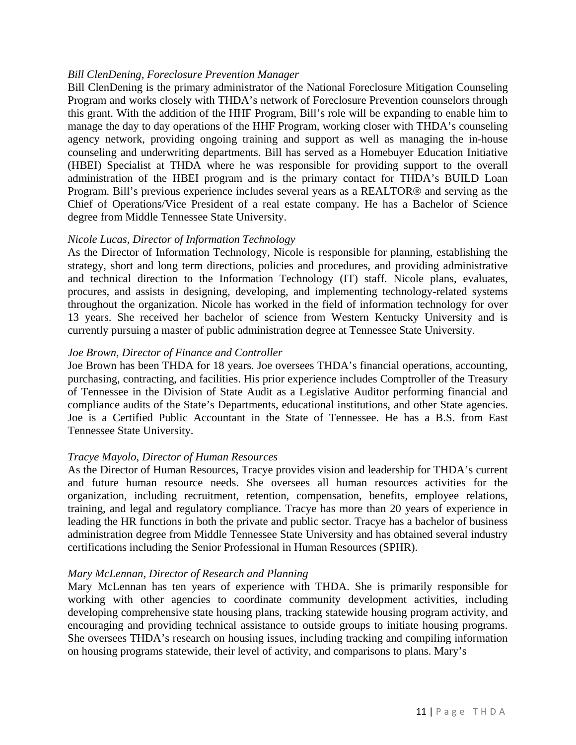*Bill ClenDening, Foreclosure Prevention Manager*

Bill ClenDening is the primary administrator of the National Foreclosure Mitigation Counseling Program and works closely with THDA's network of Foreclosure Prevention counselors through this grant. With the addition of the HHF Program, Bill's role will be expanding to enable him to manage the day to day operations of the HHF Program, working closer with THDA's counseling agency network, providing ongoing training and support as well as managing the in-house counseling and underwriting departments. Bill has served as a Homebuyer Education Initiative (HBEI) Specialist at THDA where he was responsible for providing support to the overall administration of the HBEI program and is the primary contact for THDA's BUILD Loan Program. Bill's previous experience includes several years as a REALTOR® and serving as the Chief of Operations/Vice President of a real estate company. He has a Bachelor of Science degree from Middle Tennessee State University.

*Nicole Lucas, Director of Information Technology*

As the Director of Information Technology, Nicole is responsible for planning, establishing the strategy, short and long term directions, policies and procedures, and providing administrative and technical direction to the Information Technology (IT) staff. Nicole plans, evaluates, procures, and assists in designing, developing, and implementing technology-related systems throughout the organization. Nicole has worked in the field of information technology for over 13 years. She received her bachelor of science from Western Kentucky University and is currently pursuing a master of public administration degree at Tennessee State University.

*Joe Brown, Director of Finance and Controller*

Joe Brown has been THDA for 18 years. Joe oversees THDA's financial operations, accounting, purchasing, contracting, and facilities. His prior experience includes Comptroller of the Treasury of Tennessee in the Division of State Audit as a Legislative Auditor performing financial and compliance audits of the State's Departments, educational institutions, and other State agencies. Joe is a Certified Public Accountant in the State of Tennessee. He has a B.S. from East Tennessee State University.

*Tracye Mayolo, Director of Human Resources*

As the Director of Human Resources, Tracye provides vision and leadership for THDA's current and future human resource needs. She oversees all human resources activities for the organization, including recruitment, retention, compensation, benefits, employee relations, training, and legal and regulatory compliance. Tracye has more than 20 years of experience in leading the HR functions in both the private and public sector. Tracye has a bachelor of business administration degree from Middle Tennessee State University and has obtained several industry certifications including the Senior Professional in Human Resources (SPHR).

*Mary McLennan, Director of Research and Planning*

Mary McLennan has ten years of experience with THDA. She is primarily responsible for working with other agencies to coordinate community development activities, including developing comprehensive state housing plans, tracking statewide housing program activity, and encouraging and providing technical assistance to outside groups to initiate housing programs. She oversees THDA's research on housing issues, including tracking and compiling information on housing programs statewide, their level of activity, and comparisons to plans. Mary's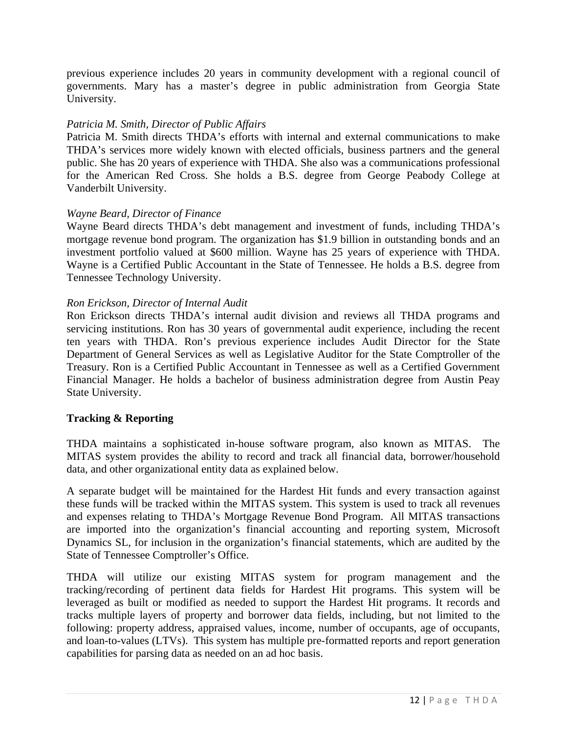previous experience includes 20 years in community development with a regional council of governments. Mary has a master's degree in public administration from Georgia State University.

*Patricia M. Smith, Director of Public Affairs*
Patricia M. Smith directs THDA's efforts with internal and external communications to make THDA's services more widely known with elected officials, business partners and the general public. She has 20 years of experience with THDA. She also was a communications professional for the American Red Cross. She holds a B.S. degree from George Peabody College at Vanderbilt University.

*Wayne Beard, Director of Finance*
Wayne Beard directs THDA's debt management and investment of funds, including THDA's mortgage revenue bond program. The organization has $1.9 billion in outstanding bonds and an investment portfolio valued at $600 million. Wayne has 25 years of experience with THDA. Wayne is a Certified Public Accountant in the State of Tennessee. He holds a B.S. degree from Tennessee Technology University.

*Ron Erickson, Director of Internal Audit*
Ron Erickson directs THDA's internal audit division and reviews all THDA programs and servicing institutions. Ron has 30 years of governmental audit experience, including the recent ten years with THDA. Ron's previous experience includes Audit Director for the State Department of General Services as well as Legislative Auditor for the State Comptroller of the Treasury. Ron is a Certified Public Accountant in Tennessee as well as a Certified Government Financial Manager. He holds a bachelor of business administration degree from Austin Peay State University.

**Tracking & Reporting**

THDA maintains a sophisticated in-house software program, also known as MITAS. The MITAS system provides the ability to record and track all financial data, borrower/household data, and other organizational entity data as explained below.

A separate budget will be maintained for the Hardest Hit funds and every transaction against these funds will be tracked within the MITAS system. This system is used to track all revenues and expenses relating to THDA's Mortgage Revenue Bond Program. All MITAS transactions are imported into the organization's financial accounting and reporting system, Microsoft Dynamics SL, for inclusion in the organization's financial statements, which are audited by the State of Tennessee Comptroller's Office.

THDA will utilize our existing MITAS system for program management and the tracking/recording of pertinent data fields for Hardest Hit programs. This system will be leveraged as built or modified as needed to support the Hardest Hit programs. It records and tracks multiple layers of property and borrower data fields, including, but not limited to the following: property address, appraised values, income, number of occupants, age of occupants, and loan-to-values (LTVs). This system has multiple pre-formatted reports and report generation capabilities for parsing data as needed on an ad hoc basis.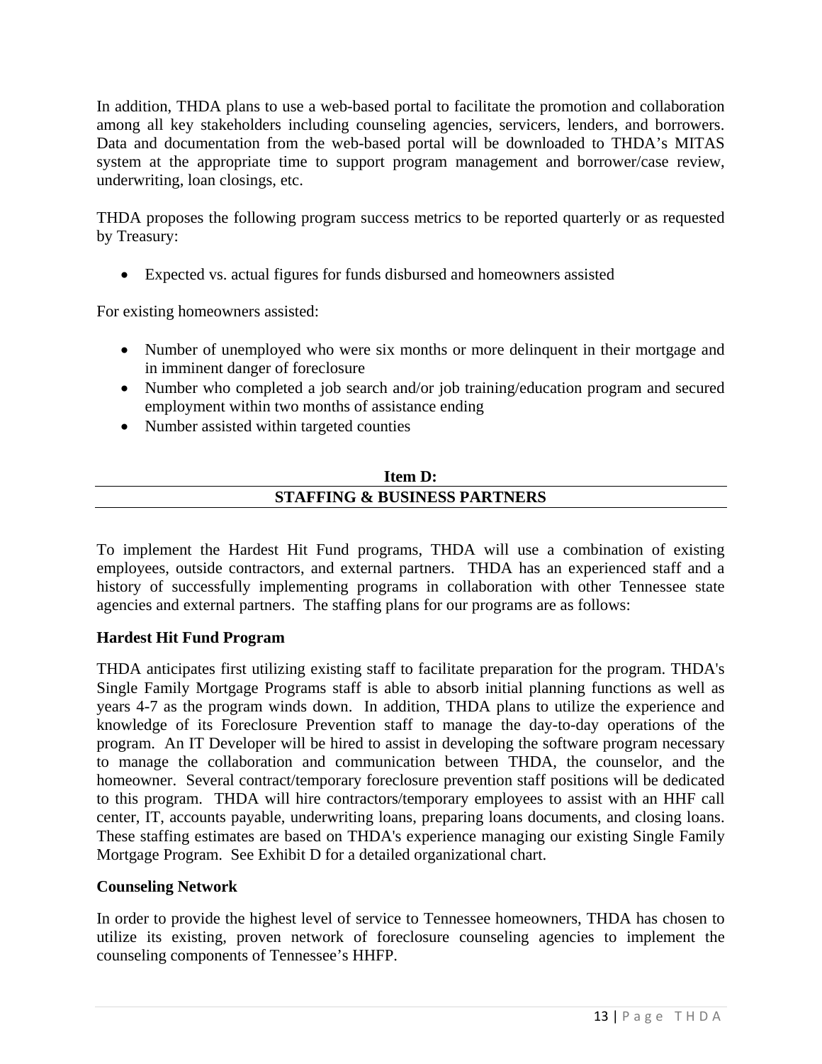In addition, THDA plans to use a web-based portal to facilitate the promotion and collaboration among all key stakeholders including counseling agencies, servicers, lenders, and borrowers. Data and documentation from the web-based portal will be downloaded to THDA's MITAS system at the appropriate time to support program management and borrower/case review, underwriting, loan closings, etc.

THDA proposes the following program success metrics to be reported quarterly or as requested by Treasury:

- Expected vs. actual figures for funds disbursed and homeowners assisted

For existing homeowners assisted:

- Number of unemployed who were six months or more delinquent in their mortgage and in imminent danger of foreclosure
- Number who completed a job search and/or job training/education program and secured employment within two months of assistance ending
- Number assisted within targeted counties

## Item D:
## STAFFING & BUSINESS PARTNERS

To implement the Hardest Hit Fund programs, THDA will use a combination of existing employees, outside contractors, and external partners. THDA has an experienced staff and a history of successfully implementing programs in collaboration with other Tennessee state agencies and external partners. The staffing plans for our programs are as follows:

**Hardest Hit Fund Program**

THDA anticipates first utilizing existing staff to facilitate preparation for the program. THDA's Single Family Mortgage Programs staff is able to absorb initial planning functions as well as years 4-7 as the program winds down. In addition, THDA plans to utilize the experience and knowledge of its Foreclosure Prevention staff to manage the day-to-day operations of the program. An IT Developer will be hired to assist in developing the software program necessary to manage the collaboration and communication between THDA, the counselor, and the homeowner. Several contract/temporary foreclosure prevention staff positions will be dedicated to this program. THDA will hire contractors/temporary employees to assist with an HHF call center, IT, accounts payable, underwriting loans, preparing loans documents, and closing loans. These staffing estimates are based on THDA's experience managing our existing Single Family Mortgage Program. See Exhibit D for a detailed organizational chart.

**Counseling Network**

In order to provide the highest level of service to Tennessee homeowners, THDA has chosen to utilize its existing, proven network of foreclosure counseling agencies to implement the counseling components of Tennessee's HHFP.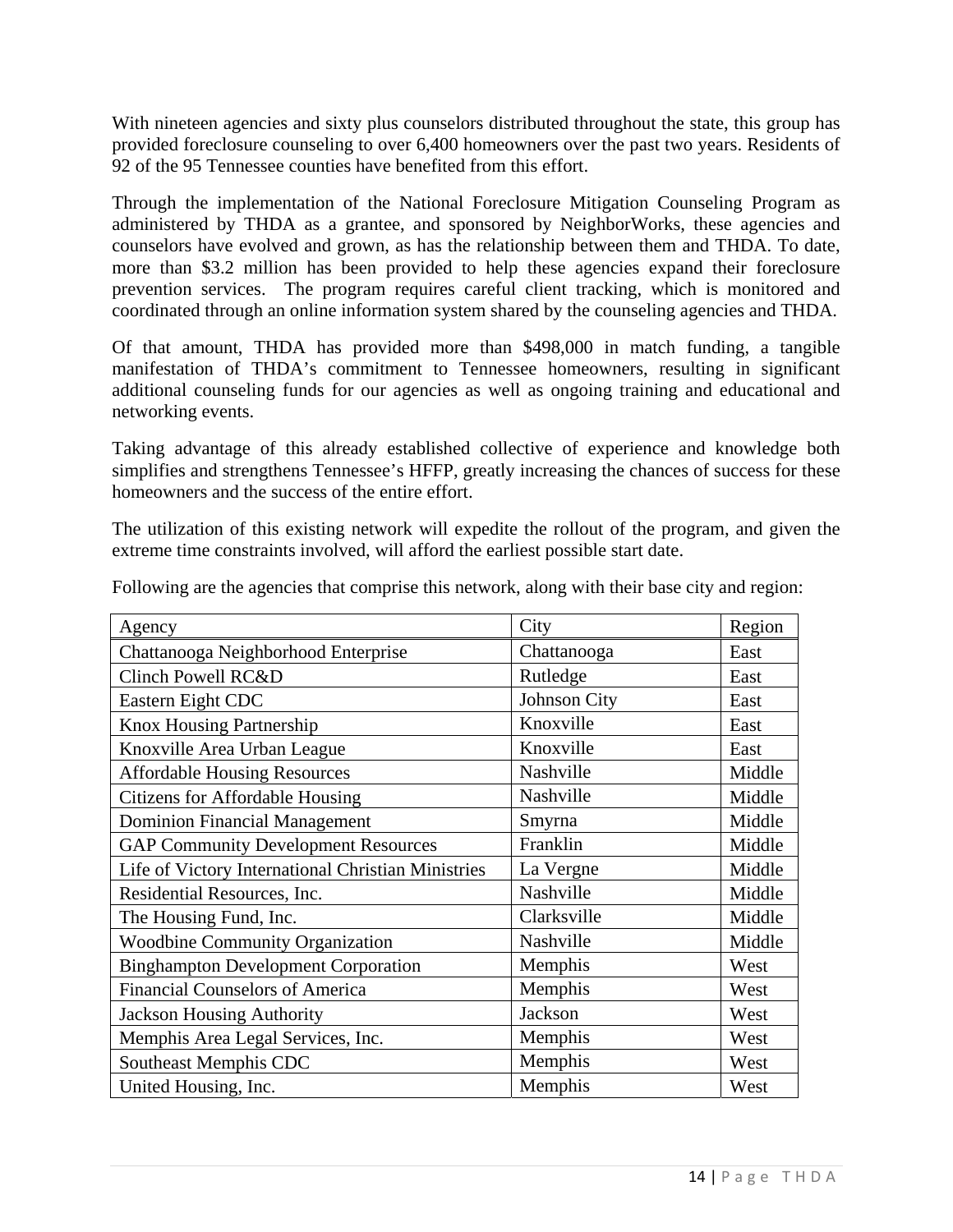With nineteen agencies and sixty plus counselors distributed throughout the state, this group has provided foreclosure counseling to over 6,400 homeowners over the past two years. Residents of 92 of the 95 Tennessee counties have benefited from this effort.

Through the implementation of the National Foreclosure Mitigation Counseling Program as administered by THDA as a grantee, and sponsored by NeighborWorks, these agencies and counselors have evolved and grown, as has the relationship between them and THDA. To date, more than $3.2 million has been provided to help these agencies expand their foreclosure prevention services. The program requires careful client tracking, which is monitored and coordinated through an online information system shared by the counseling agencies and THDA.

Of that amount, THDA has provided more than $498,000 in match funding, a tangible manifestation of THDA's commitment to Tennessee homeowners, resulting in significant additional counseling funds for our agencies as well as ongoing training and educational and networking events.

Taking advantage of this already established collective of experience and knowledge both simplifies and strengthens Tennessee's HFFP, greatly increasing the chances of success for these homeowners and the success of the entire effort.

The utilization of this existing network will expedite the rollout of the program, and given the extreme time constraints involved, will afford the earliest possible start date.

Following are the agencies that comprise this network, along with their base city and region:

| Agency | City | Region |
|---|---|---|
| Chattanooga Neighborhood Enterprise | Chattanooga | East |
| Clinch Powell RC&D | Rutledge | East |
| Eastern Eight CDC | Johnson City | East |
| Knox Housing Partnership | Knoxville | East |
| Knoxville Area Urban League | Knoxville | East |
| Affordable Housing Resources | Nashville | Middle |
| Citizens for Affordable Housing | Nashville | Middle |
| Dominion Financial Management | Smyrna | Middle |
| GAP Community Development Resources | Franklin | Middle |
| Life of Victory International Christian Ministries | La Vergne | Middle |
| Residential Resources, Inc. | Nashville | Middle |
| The Housing Fund, Inc. | Clarksville | Middle |
| Woodbine Community Organization | Nashville | Middle |
| Binghampton Development Corporation | Memphis | West |
| Financial Counselors of America | Memphis | West |
| Jackson Housing Authority | Jackson | West |
| Memphis Area Legal Services, Inc. | Memphis | West |
| Southeast Memphis CDC | Memphis | West |
| United Housing, Inc. | Memphis | West |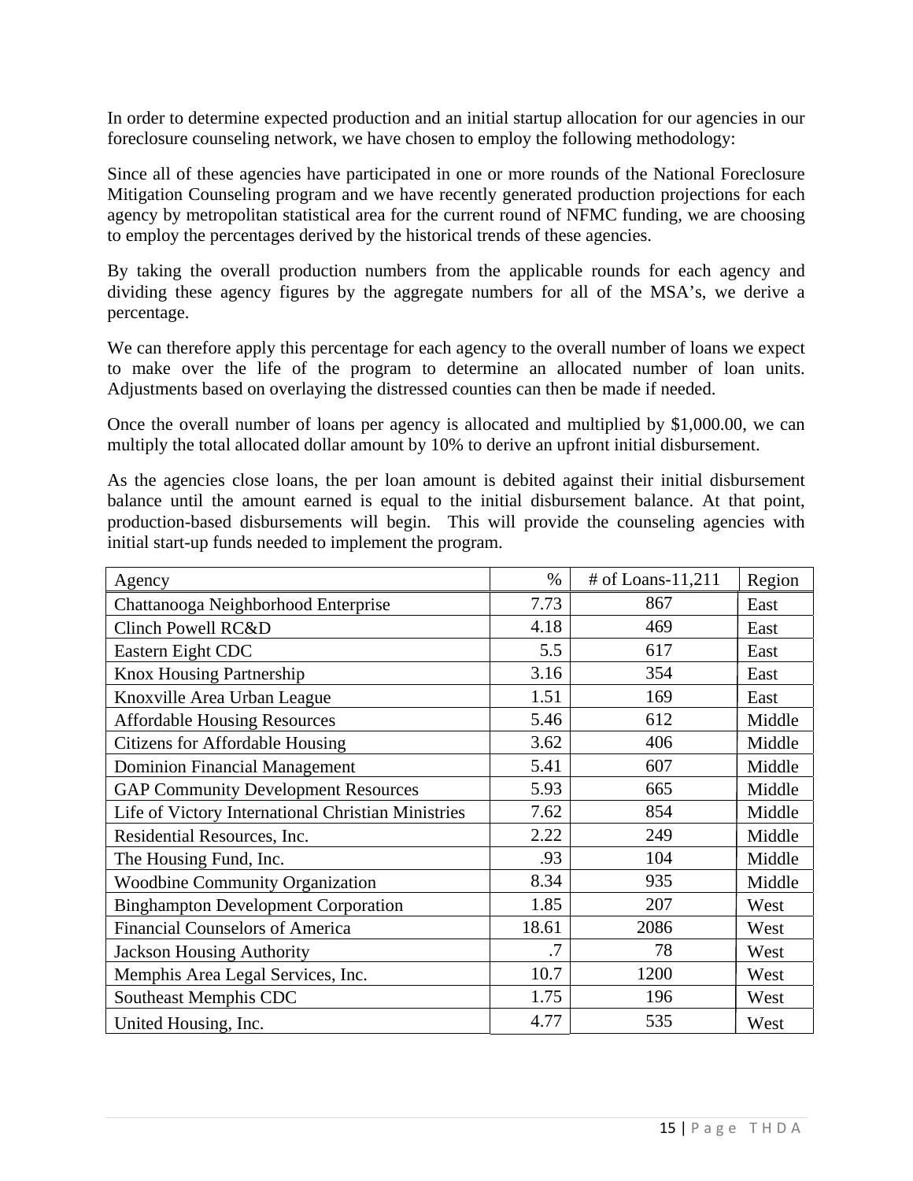In order to determine expected production and an initial startup allocation for our agencies in our foreclosure counseling network, we have chosen to employ the following methodology:

Since all of these agencies have participated in one or more rounds of the National Foreclosure Mitigation Counseling program and we have recently generated production projections for each agency by metropolitan statistical area for the current round of NFMC funding, we are choosing to employ the percentages derived by the historical trends of these agencies.

By taking the overall production numbers from the applicable rounds for each agency and dividing these agency figures by the aggregate numbers for all of the MSA's, we derive a percentage.

We can therefore apply this percentage for each agency to the overall number of loans we expect to make over the life of the program to determine an allocated number of loan units. Adjustments based on overlaying the distressed counties can then be made if needed.

Once the overall number of loans per agency is allocated and multiplied by $1,000.00, we can multiply the total allocated dollar amount by 10% to derive an upfront initial disbursement.

As the agencies close loans, the per loan amount is debited against their initial disbursement balance until the amount earned is equal to the initial disbursement balance. At that point, production-based disbursements will begin. This will provide the counseling agencies with initial start-up funds needed to implement the program.

| Agency | % | # of Loans-11,211 | Region |
|---|---:|---:|---|
| Chattanooga Neighborhood Enterprise | 7.73 | 867 | East |
| Clinch Powell RC&D | 4.18 | 469 | East |
| Eastern Eight CDC | 5.5 | 617 | East |
| Knox Housing Partnership | 3.16 | 354 | East |
| Knoxville Area Urban League | 1.51 | 169 | East |
| Affordable Housing Resources | 5.46 | 612 | Middle |
| Citizens for Affordable Housing | 3.62 | 406 | Middle |
| Dominion Financial Management | 5.41 | 607 | Middle |
| GAP Community Development Resources | 5.93 | 665 | Middle |
| Life of Victory International Christian Ministries | 7.62 | 854 | Middle |
| Residential Resources, Inc. | 2.22 | 249 | Middle |
| The Housing Fund, Inc. | .93 | 104 | Middle |
| Woodbine Community Organization | 8.34 | 935 | Middle |
| Binghampton Development Corporation | 1.85 | 207 | West |
| Financial Counselors of America | 18.61 | 2086 | West |
| Jackson Housing Authority | .7 | 78 | West |
| Memphis Area Legal Services, Inc. | 10.7 | 1200 | West |
| Southeast Memphis CDC | 1.75 | 196 | West |
| United Housing, Inc. | 4.77 | 535 | West |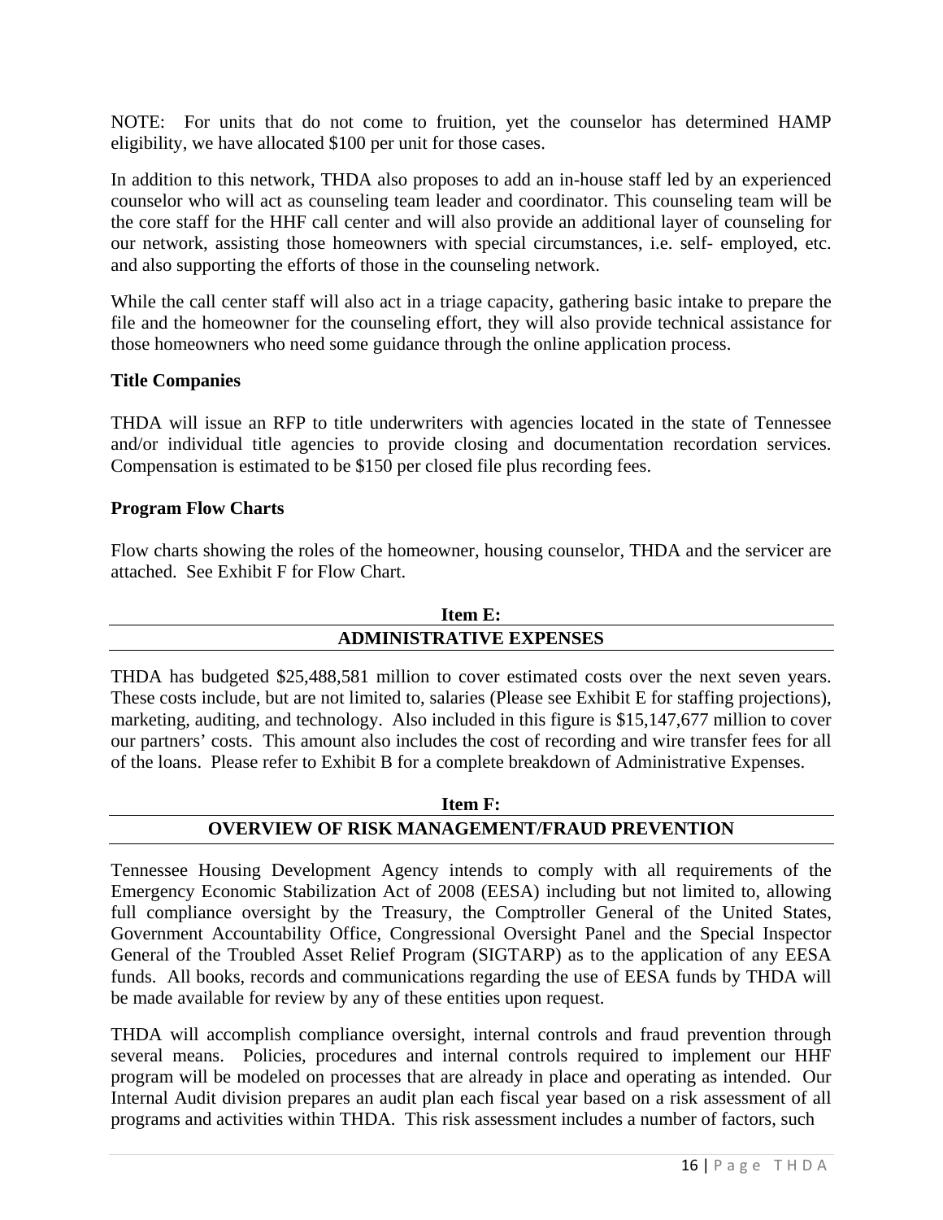NOTE: For units that do not come to fruition, yet the counselor has determined HAMP eligibility, we have allocated $100 per unit for those cases.

In addition to this network, THDA also proposes to add an in-house staff led by an experienced counselor who will act as counseling team leader and coordinator. This counseling team will be the core staff for the HHF call center and will also provide an additional layer of counseling for our network, assisting those homeowners with special circumstances, i.e. self- employed, etc. and also supporting the efforts of those in the counseling network.

While the call center staff will also act in a triage capacity, gathering basic intake to prepare the file and the homeowner for the counseling effort, they will also provide technical assistance for those homeowners who need some guidance through the online application process.

**Title Companies**

THDA will issue an RFP to title underwriters with agencies located in the state of Tennessee and/or individual title agencies to provide closing and documentation recordation services. Compensation is estimated to be $150 per closed file plus recording fees.

**Program Flow Charts**

Flow charts showing the roles of the homeowner, housing counselor, THDA and the servicer are attached. See Exhibit F for Flow Chart.

## Item E: ADMINISTRATIVE EXPENSES

THDA has budgeted $25,488,581 million to cover estimated costs over the next seven years. These costs include, but are not limited to, salaries (Please see Exhibit E for staffing projections), marketing, auditing, and technology. Also included in this figure is $15,147,677 million to cover our partners' costs. This amount also includes the cost of recording and wire transfer fees for all of the loans. Please refer to Exhibit B for a complete breakdown of Administrative Expenses.

## Item F: OVERVIEW OF RISK MANAGEMENT/FRAUD PREVENTION

Tennessee Housing Development Agency intends to comply with all requirements of the Emergency Economic Stabilization Act of 2008 (EESA) including but not limited to, allowing full compliance oversight by the Treasury, the Comptroller General of the United States, Government Accountability Office, Congressional Oversight Panel and the Special Inspector General of the Troubled Asset Relief Program (SIGTARP) as to the application of any EESA funds. All books, records and communications regarding the use of EESA funds by THDA will be made available for review by any of these entities upon request.

THDA will accomplish compliance oversight, internal controls and fraud prevention through several means. Policies, procedures and internal controls required to implement our HHF program will be modeled on processes that are already in place and operating as intended. Our Internal Audit division prepares an audit plan each fiscal year based on a risk assessment of all programs and activities within THDA. This risk assessment includes a number of factors, such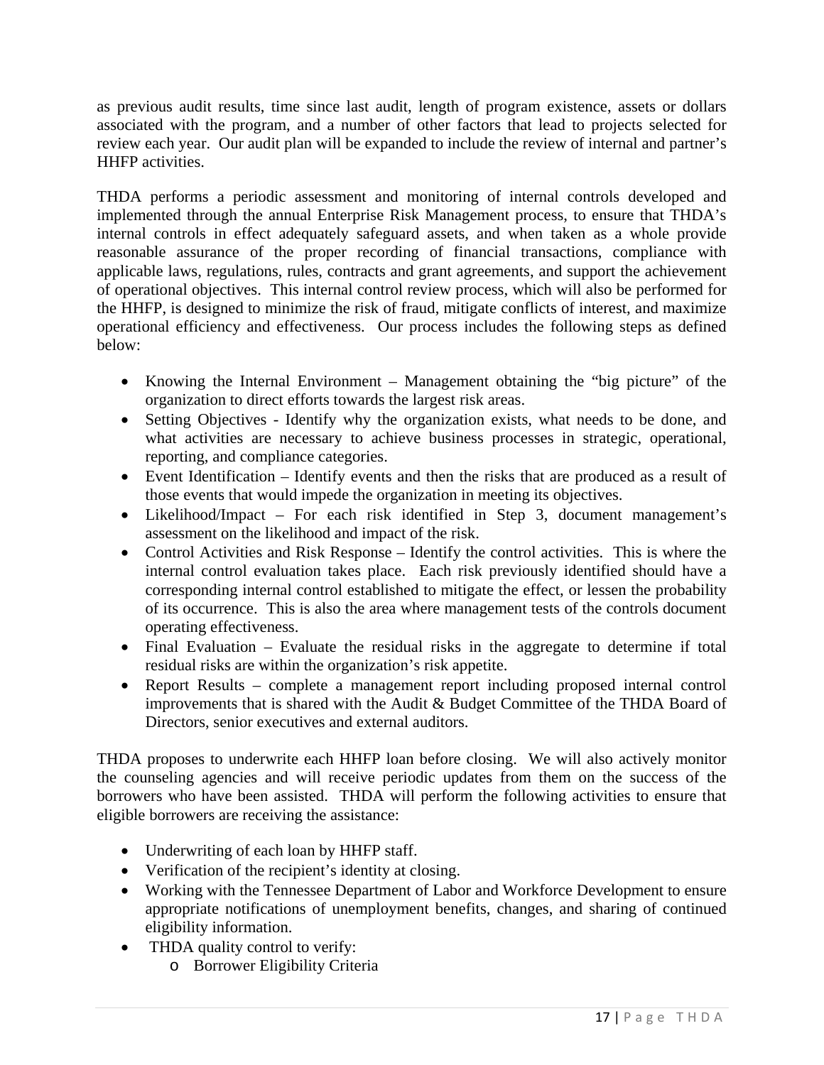as previous audit results, time since last audit, length of program existence, assets or dollars associated with the program, and a number of other factors that lead to projects selected for review each year. Our audit plan will be expanded to include the review of internal and partner's HHFP activities.

THDA performs a periodic assessment and monitoring of internal controls developed and implemented through the annual Enterprise Risk Management process, to ensure that THDA's internal controls in effect adequately safeguard assets, and when taken as a whole provide reasonable assurance of the proper recording of financial transactions, compliance with applicable laws, regulations, rules, contracts and grant agreements, and support the achievement of operational objectives. This internal control review process, which will also be performed for the HHFP, is designed to minimize the risk of fraud, mitigate conflicts of interest, and maximize operational efficiency and effectiveness. Our process includes the following steps as defined below:

- Knowing the Internal Environment – Management obtaining the "big picture" of the organization to direct efforts towards the largest risk areas.
- Setting Objectives - Identify why the organization exists, what needs to be done, and what activities are necessary to achieve business processes in strategic, operational, reporting, and compliance categories.
- Event Identification – Identify events and then the risks that are produced as a result of those events that would impede the organization in meeting its objectives.
- Likelihood/Impact – For each risk identified in Step 3, document management's assessment on the likelihood and impact of the risk.
- Control Activities and Risk Response – Identify the control activities. This is where the internal control evaluation takes place. Each risk previously identified should have a corresponding internal control established to mitigate the effect, or lessen the probability of its occurrence. This is also the area where management tests of the controls document operating effectiveness.
- Final Evaluation – Evaluate the residual risks in the aggregate to determine if total residual risks are within the organization's risk appetite.
- Report Results – complete a management report including proposed internal control improvements that is shared with the Audit & Budget Committee of the THDA Board of Directors, senior executives and external auditors.

THDA proposes to underwrite each HHFP loan before closing. We will also actively monitor the counseling agencies and will receive periodic updates from them on the success of the borrowers who have been assisted. THDA will perform the following activities to ensure that eligible borrowers are receiving the assistance:

- Underwriting of each loan by HHFP staff.
- Verification of the recipient's identity at closing.
- Working with the Tennessee Department of Labor and Workforce Development to ensure appropriate notifications of unemployment benefits, changes, and sharing of continued eligibility information.
- THDA quality control to verify:
  - Borrower Eligibility Criteria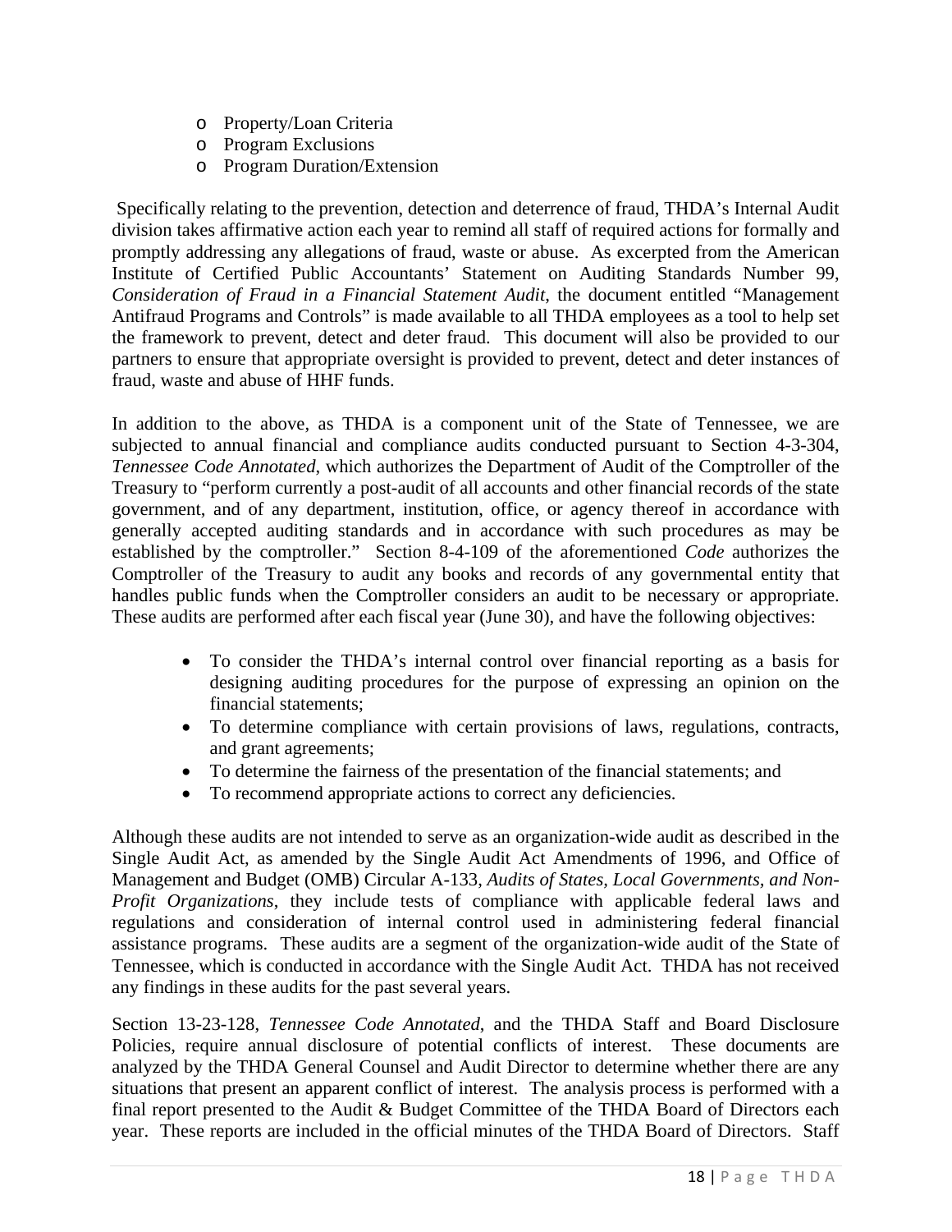- Property/Loan Criteria
- Program Exclusions
- Program Duration/Extension

Specifically relating to the prevention, detection and deterrence of fraud, THDA's Internal Audit division takes affirmative action each year to remind all staff of required actions for formally and promptly addressing any allegations of fraud, waste or abuse. As excerpted from the American Institute of Certified Public Accountants' Statement on Auditing Standards Number 99, *Consideration of Fraud in a Financial Statement Audit*, the document entitled "Management Antifraud Programs and Controls" is made available to all THDA employees as a tool to help set the framework to prevent, detect and deter fraud. This document will also be provided to our partners to ensure that appropriate oversight is provided to prevent, detect and deter instances of fraud, waste and abuse of HHF funds.

In addition to the above, as THDA is a component unit of the State of Tennessee, we are subjected to annual financial and compliance audits conducted pursuant to Section 4-3-304, *Tennessee Code Annotated*, which authorizes the Department of Audit of the Comptroller of the Treasury to "perform currently a post-audit of all accounts and other financial records of the state government, and of any department, institution, office, or agency thereof in accordance with generally accepted auditing standards and in accordance with such procedures as may be established by the comptroller." Section 8-4-109 of the aforementioned *Code* authorizes the Comptroller of the Treasury to audit any books and records of any governmental entity that handles public funds when the Comptroller considers an audit to be necessary or appropriate. These audits are performed after each fiscal year (June 30), and have the following objectives:

- To consider the THDA's internal control over financial reporting as a basis for designing auditing procedures for the purpose of expressing an opinion on the financial statements;
- To determine compliance with certain provisions of laws, regulations, contracts, and grant agreements;
- To determine the fairness of the presentation of the financial statements; and
- To recommend appropriate actions to correct any deficiencies.

Although these audits are not intended to serve as an organization-wide audit as described in the Single Audit Act, as amended by the Single Audit Act Amendments of 1996, and Office of Management and Budget (OMB) Circular A-133, *Audits of States, Local Governments, and Non-Profit Organizations*, they include tests of compliance with applicable federal laws and regulations and consideration of internal control used in administering federal financial assistance programs. These audits are a segment of the organization-wide audit of the State of Tennessee, which is conducted in accordance with the Single Audit Act. THDA has not received any findings in these audits for the past several years.

Section 13-23-128, *Tennessee Code Annotated*, and the THDA Staff and Board Disclosure Policies, require annual disclosure of potential conflicts of interest. These documents are analyzed by the THDA General Counsel and Audit Director to determine whether there are any situations that present an apparent conflict of interest. The analysis process is performed with a final report presented to the Audit & Budget Committee of the THDA Board of Directors each year. These reports are included in the official minutes of the THDA Board of Directors. Staff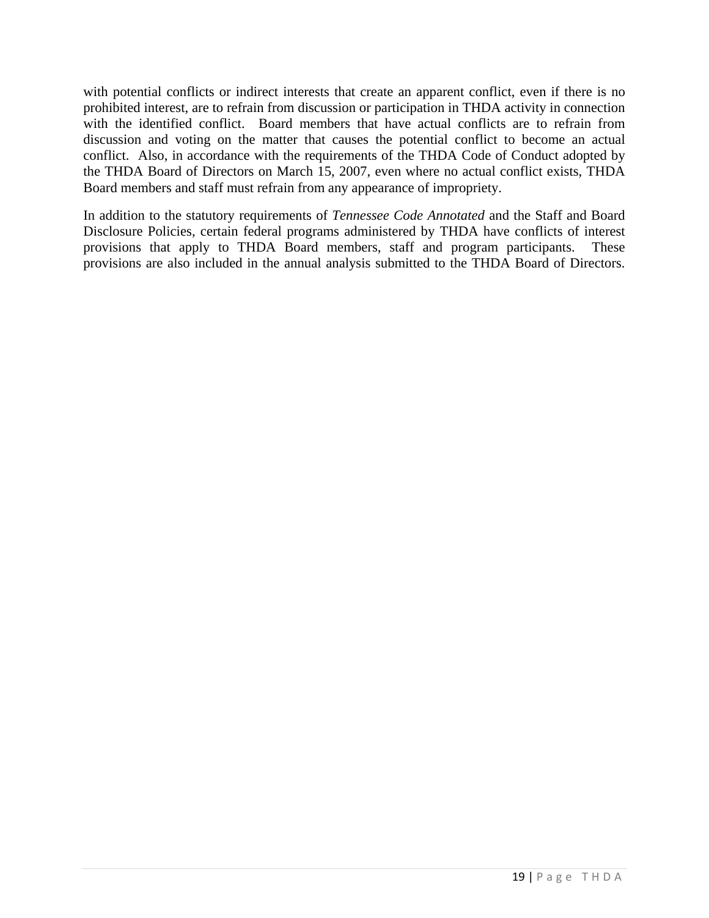with potential conflicts or indirect interests that create an apparent conflict, even if there is no prohibited interest, are to refrain from discussion or participation in THDA activity in connection with the identified conflict. Board members that have actual conflicts are to refrain from discussion and voting on the matter that causes the potential conflict to become an actual conflict. Also, in accordance with the requirements of the THDA Code of Conduct adopted by the THDA Board of Directors on March 15, 2007, even where no actual conflict exists, THDA Board members and staff must refrain from any appearance of impropriety.

In addition to the statutory requirements of *Tennessee Code Annotated* and the Staff and Board Disclosure Policies, certain federal programs administered by THDA have conflicts of interest provisions that apply to THDA Board members, staff and program participants. These provisions are also included in the annual analysis submitted to the THDA Board of Directors.